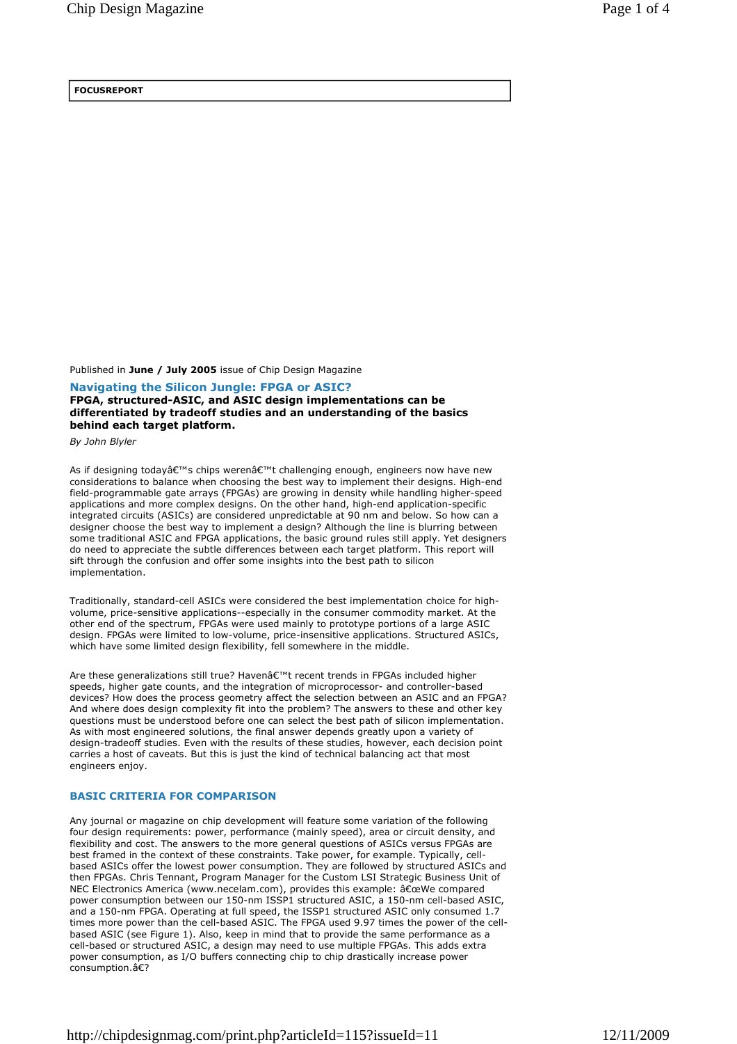**FOCUSREPORT**

Published in **June / July 2005** issue of Chip Design Magazine

## Navigating the Silicon Jungle: FPGA or ASIC?

**FPGA, structured-ASIC, and ASIC design implementations can be differentiated by tradeoff studies and an understanding of the basics behind each target platform.**

*By John Blyler*

As if designing todayâ€™s chips werenâ€™t challenging enough, engineers now have new considerations to balance when choosing the best way to implement their designs. High-end field-programmable gate arrays (FPGAs) are growing in density while handling higher-speed applications and more complex designs. On the other hand, high-end application-specific integrated circuits (ASICs) are considered unpredictable at 90 nm and below. So how can a designer choose the best way to implement a design? Although the line is blurring between some traditional ASIC and FPGA applications, the basic ground rules still apply. Yet designers do need to appreciate the subtle differences between each target platform. This report will sift through the confusion and offer some insights into the best path to silicon implementation.

Traditionally, standard-cell ASICs were considered the best implementation choice for high-volume, price-sensitive applications--especially in the consumer commodity market. At the other end of the spectrum, FPGAs were used mainly to prototype portions of a large ASIC design. FPGAs were limited to low-volume, price-insensitive applications. Structured ASICs, which have some limited design flexibility, fell somewhere in the middle.

Are these generalizations still true? Havenâ€™t recent trends in FPGAs included higher speeds, higher gate counts, and the integration of microprocessor- and controller-based devices? How does the process geometry affect the selection between an ASIC and an FPGA? And where does design complexity fit into the problem? The answers to these and other key questions must be understood before one can select the best path of silicon implementation. As with most engineered solutions, the final answer depends greatly upon a variety of design-tradeoff studies. Even with the results of these studies, however, each decision point carries a host of caveats. But this is just the kind of technical balancing act that most engineers enjoy.

### BASIC CRITERIA FOR COMPARISON

Any journal or magazine on chip development will feature some variation of the following four design requirements: power, performance (mainly speed), area or circuit density, and flexibility and cost. The answers to the more general questions of ASICs versus FPGAs are best framed in the context of these constraints. Take power, for example. Typically, cell-based ASICs offer the lowest power consumption. They are followed by structured ASICs and then FPGAs. Chris Tennant, Program Manager for the Custom LSI Strategic Business Unit of NEC Electronics America (www.necelam.com), provides this example: â€œWe compared power consumption between our 150-nm ISSP1 structured ASIC, a 150-nm cell-based ASIC, and a 150-nm FPGA. Operating at full speed, the ISSP1 structured ASIC only consumed 1.7 times more power than the cell-based ASIC. The FPGA used 9.97 times the power of the cell-based ASIC (see Figure 1). Also, keep in mind that to provide the same performance as a cell-based or structured ASIC, a design may need to use multiple FPGAs. This adds extra power consumption, as I/O buffers connecting chip to chip drastically increase power consumption.â€?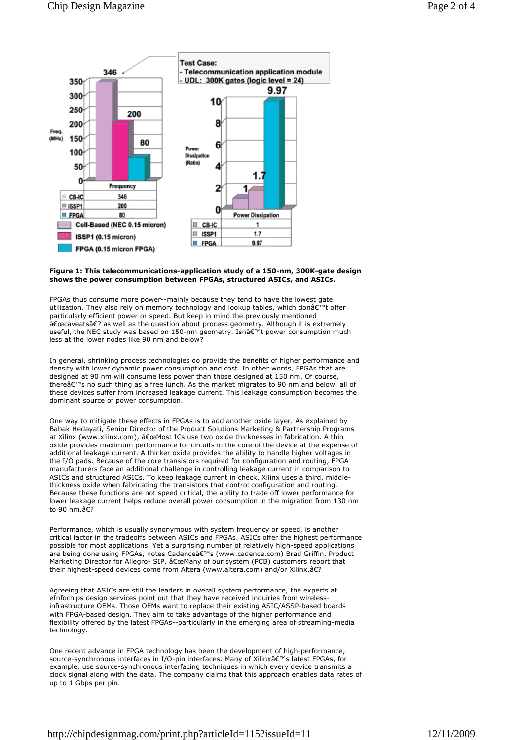| Test Case: | | |
|---|---|---|
| - Telecommunication application module | | |
| - UDL: 300K gates (logic level = 24) | | |

| | Frequency (MHz) | Power Dissipation (Ratio) |
|---|---|---|
| CB-IC | 346 | 1 |
| ISSP1 | 200 | 1.7 |
| FPGA | 80 | 9.97 |

Cell-Based (NEC 0.15 micron)
ISSP1 (0.15 micron)
FPGA (0.15 micron FPGA)

**Figure 1: This telecommunications-application study of a 150-nm, 300K-gate design shows the power consumption between FPGAs, structured ASICs, and ASICs.**

FPGAs thus consume more power--mainly because they tend to have the lowest gate utilization. They also rely on memory technology and lookup tables, which donâ€™t offer particularly efficient power or speed. But keep in mind the previously mentioned â€œcaveatsâ€? as well as the question about process geometry. Although it is extremely useful, the NEC study was based on 150-nm geometry. Isnâ€™t power consumption much less at the lower nodes like 90 nm and below?

In general, shrinking process technologies do provide the benefits of higher performance and density with lower dynamic power consumption and cost. In other words, FPGAs that are designed at 90 nm will consume less power than those designed at 150 nm. Of course, thereâ€™s no such thing as a free lunch. As the market migrates to 90 nm and below, all of these devices suffer from increased leakage current. This leakage consumption becomes the dominant source of power consumption.

One way to mitigate these effects in FPGAs is to add another oxide layer. As explained by Babak Hedayati, Senior Director of the Product Solutions Marketing & Partnership Programs at Xilinx (www.xilinx.com), â€œMost ICs use two oxide thicknesses in fabrication. A thin oxide provides maximum performance for circuits in the core of the device at the expense of additional leakage current. A thicker oxide provides the ability to handle higher voltages in the I/O pads. Because of the core transistors required for configuration and routing, FPGA manufacturers face an additional challenge in controlling leakage current in comparison to ASICs and structured ASICs. To keep leakage current in check, Xilinx uses a third, middle-thickness oxide when fabricating the transistors that control configuration and routing. Because these functions are not speed critical, the ability to trade off lower performance for lower leakage current helps reduce overall power consumption in the migration from 130 nm to 90 nm.â€?

Performance, which is usually synonymous with system frequency or speed, is another critical factor in the tradeoffs between ASICs and FPGAs. ASICs offer the highest performance possible for most applications. Yet a surprising number of relatively high-speed applications are being done using FPGAs, notes Cadenceâ€™s (www.cadence.com) Brad Griffin, Product Marketing Director for Allegro- SIP. â€œMany of our system (PCB) customers report that their highest-speed devices come from Altera (www.altera.com) and/or Xilinx.â€?

Agreeing that ASICs are still the leaders in overall system performance, the experts at eInfochips design services point out that they have received inquiries from wireless-infrastructure OEMs. Those OEMs want to replace their existing ASIC/ASSP-based boards with FPGA-based design. They aim to take advantage of the higher performance and flexibility offered by the latest FPGAs--particularly in the emerging area of streaming-media technology.

One recent advance in FPGA technology has been the development of high-performance, source-synchronous interfaces in I/O-pin interfaces. Many of Xilinxâ€™s latest FPGAs, for example, use source-synchronous interfacing techniques in which every device transmits a clock signal along with the data. The company claims that this approach enables data rates of up to 1 Gbps per pin.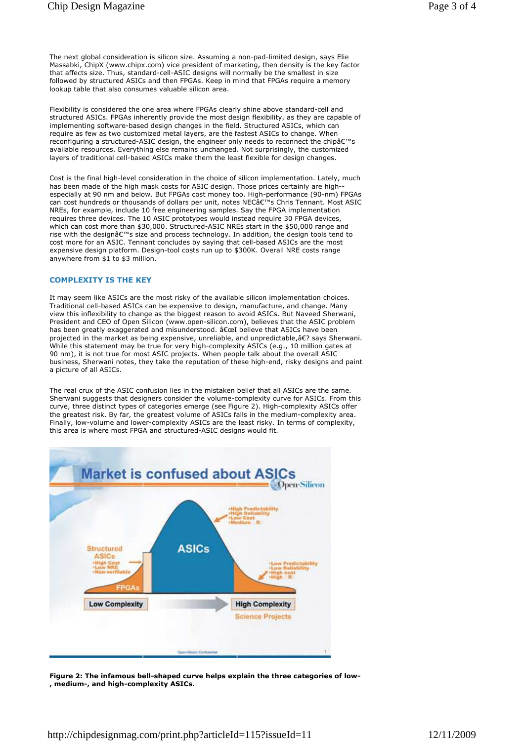The next global consideration is silicon size. Assuming a non-pad-limited design, says Elie Massabki, ChipX (www.chipx.com) vice president of marketing, then density is the key factor that affects size. Thus, standard-cell-ASIC designs will normally be the smallest in size followed by structured ASICs and then FPGAs. Keep in mind that FPGAs require a memory lookup table that also consumes valuable silicon area.

Flexibility is considered the one area where FPGAs clearly shine above standard-cell and structured ASICs. FPGAs inherently provide the most design flexibility, as they are capable of implementing software-based design changes in the field. Structured ASICs, which can require as few as two customized metal layers, are the fastest ASICs to change. When reconfiguring a structured-ASIC design, the engineer only needs to reconnect the chipâ€™s available resources. Everything else remains unchanged. Not surprisingly, the customized layers of traditional cell-based ASICs make them the least flexible for design changes.

Cost is the final high-level consideration in the choice of silicon implementation. Lately, much has been made of the high mask costs for ASIC design. Those prices certainly are high--especially at 90 nm and below. But FPGAs cost money too. High-performance (90-nm) FPGAs can cost hundreds or thousands of dollars per unit, notes NECâ€™s Chris Tennant. Most ASIC NREs, for example, include 10 free engineering samples. Say the FPGA implementation requires three devices. The 10 ASIC prototypes would instead require 30 FPGA devices, which can cost more than $30,000. Structured-ASIC NREs start in the $50,000 range and rise with the designâ€™s size and process technology. In addition, the design tools tend to cost more for an ASIC. Tennant concludes by saying that cell-based ASICs are the most expensive design platform. Design-tool costs run up to $300K. Overall NRE costs range anywhere from $1 to $3 million.

## COMPLEXITY IS THE KEY

It may seem like ASICs are the most risky of the available silicon implementation choices. Traditional cell-based ASICs can be expensive to design, manufacture, and change. Many view this inflexibility to change as the biggest reason to avoid ASICs. But Naveed Sherwani, President and CEO of Open Silicon (www.open-silicon.com), believes that the ASIC problem has been greatly exaggerated and misunderstood. â€œI believe that ASICs have been projected in the market as being expensive, unreliable, and unpredictable,â€? says Sherwani. While this statement may be true for very high-complexity ASICs (e.g., 10 million gates at 90 nm), it is not true for most ASIC projects. When people talk about the overall ASIC business, Sherwani notes, they take the reputation of these high-end, risky designs and paint a picture of all ASICs.

The real crux of the ASIC confusion lies in the mistaken belief that all ASICs are the same. Sherwani suggests that designers consider the volume-complexity curve for ASICs. From this curve, three distinct types of categories emerge (see Figure 2). High-complexity ASICs offer the greatest risk. By far, the greatest volume of ASICs falls in the medium-complexity area. Finally, low-volume and lower-complexity ASICs are the least risky. In terms of complexity, this area is where most FPGA and structured-ASIC designs would fit.

**Figure 2: The infamous bell-shaped curve helps explain the three categories of low-, medium-, and high-complexity ASICs.**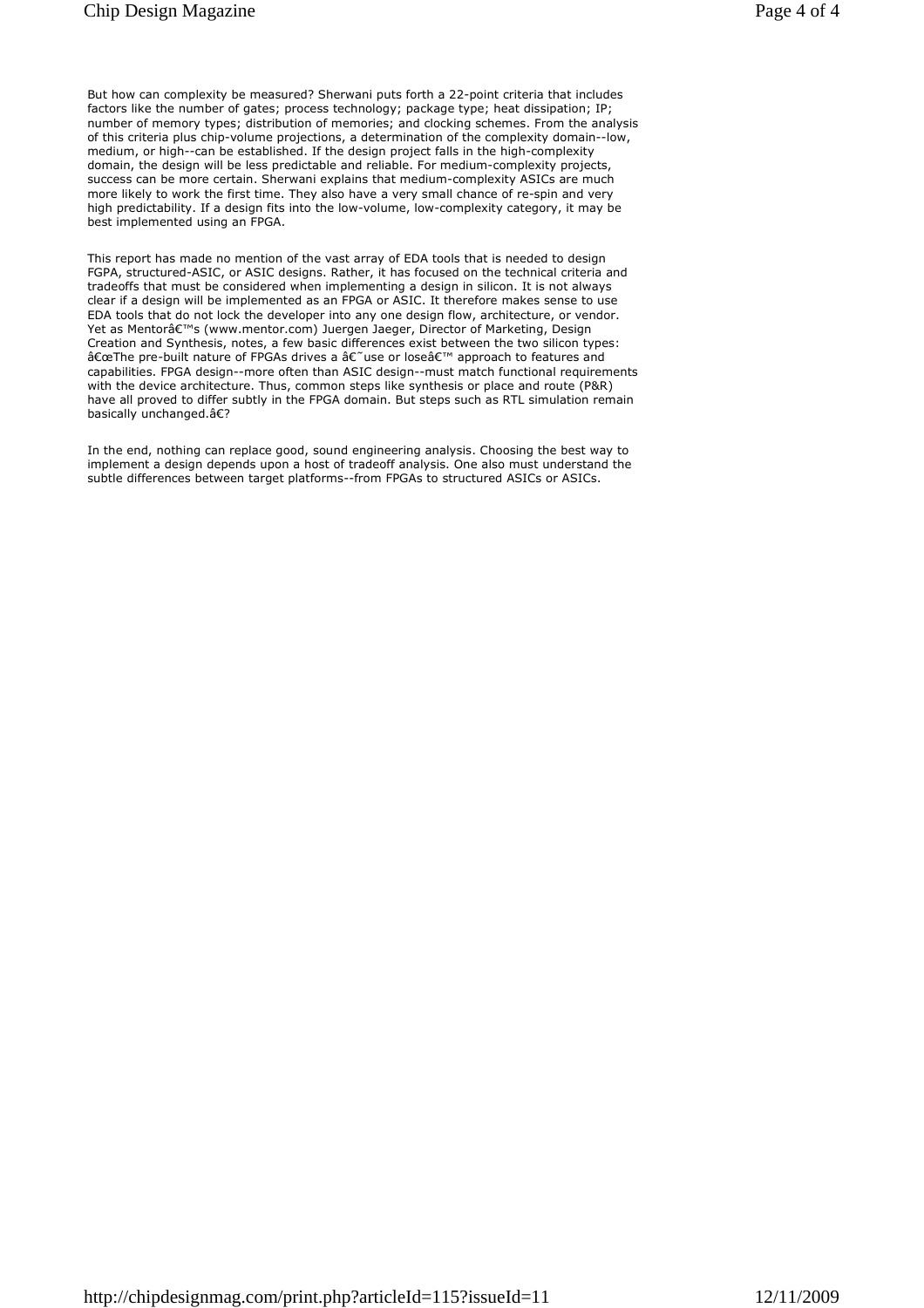But how can complexity be measured? Sherwani puts forth a 22-point criteria that includes factors like the number of gates; process technology; package type; heat dissipation; IP; number of memory types; distribution of memories; and clocking schemes. From the analysis of this criteria plus chip-volume projections, a determination of the complexity domain--low, medium, or high--can be established. If the design project falls in the high-complexity domain, the design will be less predictable and reliable. For medium-complexity projects, success can be more certain. Sherwani explains that medium-complexity ASICs are much more likely to work the first time. They also have a very small chance of re-spin and very high predictability. If a design fits into the low-volume, low-complexity category, it may be best implemented using an FPGA.

This report has made no mention of the vast array of EDA tools that is needed to design FGPA, structured-ASIC, or ASIC designs. Rather, it has focused on the technical criteria and tradeoffs that must be considered when implementing a design in silicon. It is not always clear if a design will be implemented as an FPGA or ASIC. It therefore makes sense to use EDA tools that do not lock the developer into any one design flow, architecture, or vendor. Yet as Mentorâ€™s (www.mentor.com) Juergen Jaeger, Director of Marketing, Design Creation and Synthesis, notes, a few basic differences exist between the two silicon types: â€œThe pre-built nature of FPGAs drives a â€˜use or loseâ€™ approach to features and capabilities. FPGA design--more often than ASIC design--must match functional requirements with the device architecture. Thus, common steps like synthesis or place and route (P&R) have all proved to differ subtly in the FPGA domain. But steps such as RTL simulation remain basically unchanged.â€?

In the end, nothing can replace good, sound engineering analysis. Choosing the best way to implement a design depends upon a host of tradeoff analysis. One also must understand the subtle differences between target platforms--from FPGAs to structured ASICs or ASICs.